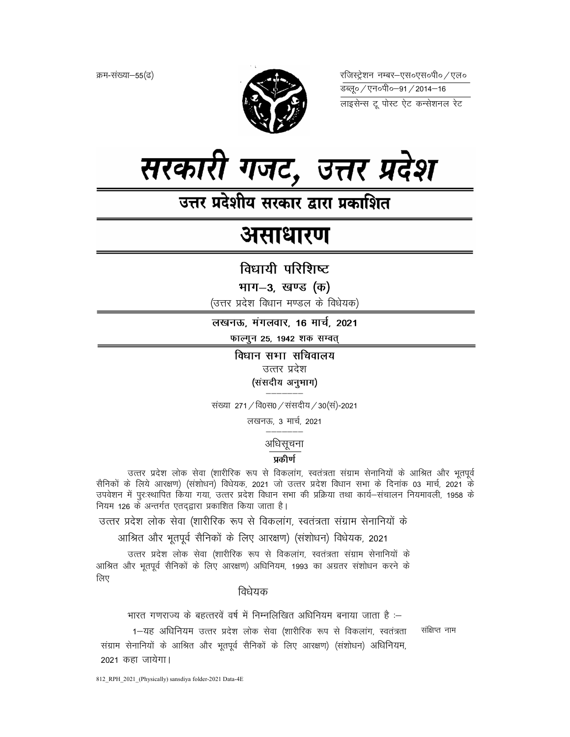क्रम-संख्या–55(ढ)

रजिस्ट्रेशन नम्बर–एस०एस०पी० / एल०
डब्लू० / एन०पी०–91 / 2014–16
लाइसेन्स टू पोस्ट ऐट कन्सेशनल रेट

# सरकारी गजट, उत्तर प्रदेश

## उत्तर प्रदेशीय सरकार द्वारा प्रकाशित

# असाधारण

## विधायी परिशिष्ट

**भाग–3, खण्ड (क)**

(उत्तर प्रदेश विधान मण्डल के विधेयक)

**लखनऊ, मंगलवार, 16 मार्च, 2021**

**फाल्गुन 25, 1942 शक सम्वत्**

**विधान सभा सचिवालय**

उत्तर प्रदेश

**(संसदीय अनुभाग)**

संख्या 271 / वि0स0 / संसदीय / 30(सं)-2021

लखनऊ, 3 मार्च, 2021

अधिसूचना

**प्रकीर्ण**

उत्तर प्रदेश लोक सेवा (शारीरिक रूप से विकलांग, स्वतंत्रता संग्राम सेनानियों के आश्रित और भूतपूर्व सैनिकों के लिये आरक्षण) (संशोधन) विधेयक, 2021 जो उत्तर प्रदेश विधान सभा के दिनांक 03 मार्च, 2021 के उपवेशन में पुरःस्थापित किया गया, उत्तर प्रदेश विधान सभा की प्रक्रिया तथा कार्य–संचालन नियमावली, 1958 के नियम 126 के अन्तर्गत एतद्द्वारा प्रकाशित किया जाता है।

### उत्तर प्रदेश लोक सेवा (शारीरिक रूप से विकलांग, स्वतंत्रता संग्राम सेनानियों के आश्रित और भूतपूर्व सैनिकों के लिए आरक्षण) (संशोधन) विधेयक, 2021

उत्तर प्रदेश लोक सेवा (शारीरिक रूप से विकलांग, स्वतंत्रता संग्राम सेनानियों के आश्रित और भूतपूर्व सैनिकों के लिए आरक्षण) अधिनियम, 1993 का अग्रतर संशोधन करने के लिए

विधेयक

भारत गणराज्य के बहत्तरवें वर्ष में निम्नलिखित अधिनियम बनाया जाता है :–

संक्षिप्त नाम

1–यह अधिनियम उत्तर प्रदेश लोक सेवा (शारीरिक रूप से विकलांग, स्वतंत्रता संग्राम सेनानियों के आश्रित और भूतपूर्व सैनिकों के लिए आरक्षण) (संशोधन) अधिनियम, 2021 कहा जायेगा।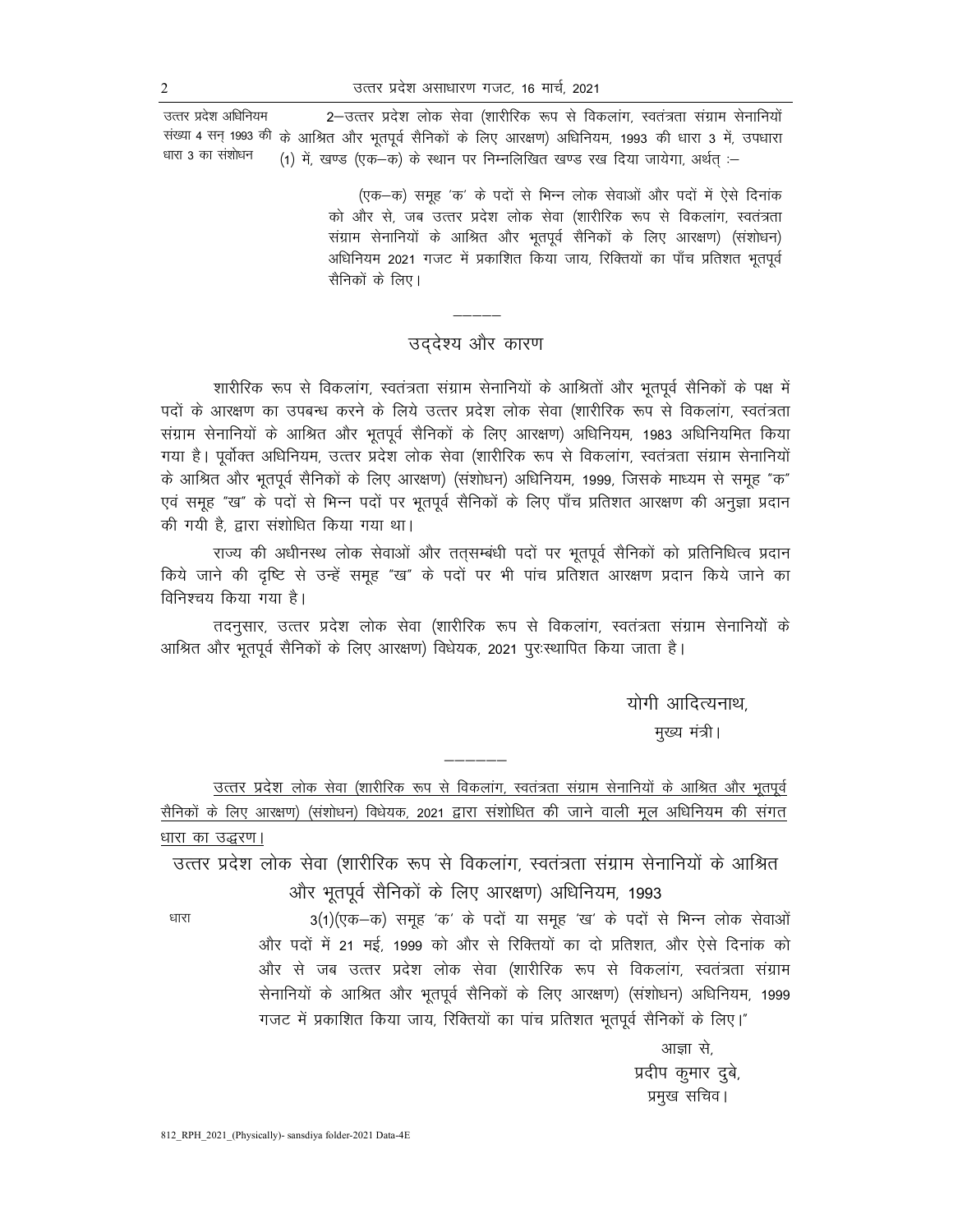उत्तर प्रदेश अधिनियम संख्या 4 सन् 1993 की धारा 3 का संशोधन

2–उत्तर प्रदेश लोक सेवा (शारीरिक रूप से विकलांग, स्वतंत्रता संग्राम सेनानियों के आश्रित और भूतपूर्व सैनिकों के लिए आरक्षण) अधिनियम, 1993 की धारा 3 में, उपधारा (1) में, खण्ड (एक–क) के स्थान पर निम्नलिखित खण्ड रख दिया जायेगा, अर्थात् :–

> (एक–क) समूह 'क' के पदों से भिन्न लोक सेवाओं और पदों में ऐसे दिनांक को और से, जब उत्तर प्रदेश लोक सेवा (शारीरिक रूप से विकलांग, स्वतंत्रता संग्राम सेनानियों के आश्रित और भूतपूर्व सैनिकों के लिए आरक्षण) (संशोधन) अधिनियम 2021 गजट में प्रकाशित किया जाय, रिक्तियों का पाँच प्रतिशत भूतपूर्व सैनिकों के लिए।

---

## उद्देश्य और कारण

शारीरिक रूप से विकलांग, स्वतंत्रता संग्राम सेनानियों के आश्रितों और भूतपूर्व सैनिकों के पक्ष में पदों के आरक्षण का उपबन्ध करने के लिये उत्तर प्रदेश लोक सेवा (शारीरिक रूप से विकलांग, स्वतंत्रता संग्राम सेनानियों के आश्रित और भूतपूर्व सैनिकों के लिए आरक्षण) अधिनियम, 1983 अधिनियमित किया गया है। पूर्वोक्त अधिनियम, उत्तर प्रदेश लोक सेवा (शारीरिक रूप से विकलांग, स्वतंत्रता संग्राम सेनानियों के आश्रित और भूतपूर्व सैनिकों के लिए आरक्षण) (संशोधन) अधिनियम, 1999, जिसके माध्यम से समूह "क" एवं समूह "ख" के पदों से भिन्न पदों पर भूतपूर्व सैनिकों के लिए पाँच प्रतिशत आरक्षण की अनुज्ञा प्रदान की गयी है, द्वारा संशोधित किया गया था।

राज्य की अधीनस्थ लोक सेवाओं और तत्सम्बंधी पदों पर भूतपूर्व सैनिकों को प्रतिनिधित्व प्रदान किये जाने की दृष्टि से उन्हें समूह "ख" के पदों पर भी पांच प्रतिशत आरक्षण प्रदान किये जाने का विनिश्चय किया गया है।

तदनुसार, उत्तर प्रदेश लोक सेवा (शारीरिक रूप से विकलांग, स्वतंत्रता संग्राम सेनानियों के आश्रित और भूतपूर्व सैनिकों के लिए आरक्षण) विधेयक, 2021 पुरःस्थापित किया जाता है।

योगी आदित्यनाथ,
मुख्य मंत्री।

---

उत्तर प्रदेश लोक सेवा (शारीरिक रूप से विकलांग, स्वतंत्रता संग्राम सेनानियों के आश्रित और भूतपूर्व सैनिकों के लिए आरक्षण) (संशोधन) विधेयक, 2021 द्वारा संशोधित की जाने वाली मूल अधिनियम की संगत धारा का उद्धरण।

### उत्तर प्रदेश लोक सेवा (शारीरिक रूप से विकलांग, स्वतंत्रता संग्राम सेनानियों के आश्रित और भूतपूर्व सैनिकों के लिए आरक्षण) अधिनियम, 1993

धारा

3(1)(एक–क) समूह 'क' के पदों या समूह 'ख' के पदों से भिन्न लोक सेवाओं और पदों में 21 मई, 1999 को और से रिक्तियों का दो प्रतिशत, और ऐसे दिनांक को और से जब उत्तर प्रदेश लोक सेवा (शारीरिक रूप से विकलांग, स्वतंत्रता संग्राम सेनानियों के आश्रित और भूतपूर्व सैनिकों के लिए आरक्षण) (संशोधन) अधिनियम, 1999 गजट में प्रकाशित किया जाय, रिक्तियों का पांच प्रतिशत भूतपूर्व सैनिकों के लिए।"

आज्ञा से,
प्रदीप कुमार दुबे,
प्रमुख सचिव।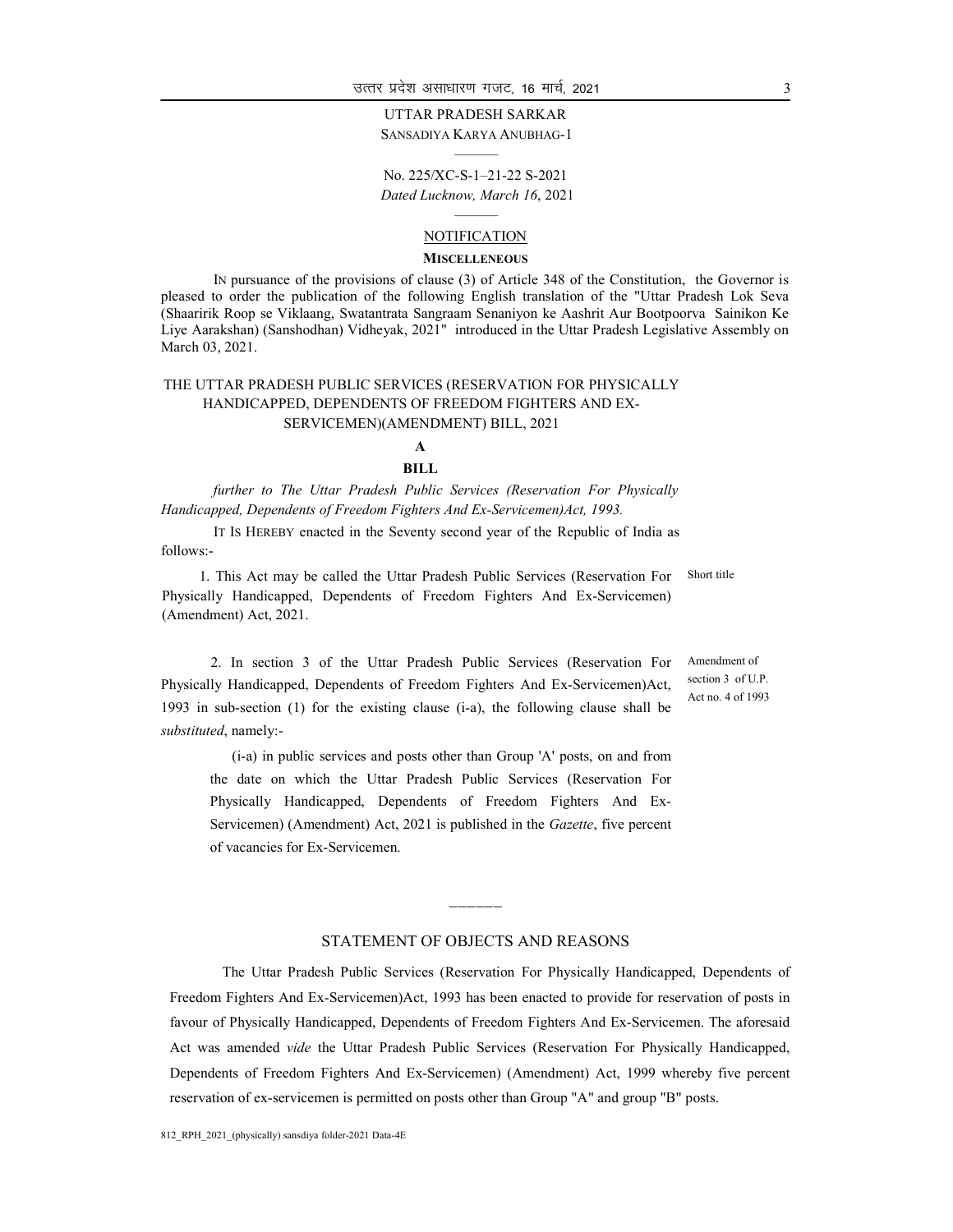UTTAR PRADESH SARKAR
SANSADIYA KARYA ANUBHAG-1

No. 225/XC-S-1–21-22 S-2021
*Dated Lucknow, March 16*, 2021

NOTIFICATION

**MISCELLENEOUS**

IN pursuance of the provisions of clause (3) of Article 348 of the Constitution, the Governor is pleased to order the publication of the following English translation of the "Uttar Pradesh Lok Seva (Shaaririk Roop se Viklaang, Swatantrata Sangraam Senaniyon ke Aashrit Aur Bootpoorva Sainikon Ke Liye Aarakshan) (Sanshodhan) Vidheyak, 2021" introduced in the Uttar Pradesh Legislative Assembly on March 03, 2021.

## THE UTTAR PRADESH PUBLIC SERVICES (RESERVATION FOR PHYSICALLY HANDICAPPED, DEPENDENTS OF FREEDOM FIGHTERS AND EX-SERVICEMEN)(AMENDMENT) BILL, 2021

**A**

**BILL**

*further to The Uttar Pradesh Public Services (Reservation For Physically Handicapped, Dependents of Freedom Fighters And Ex-Servicemen)Act, 1993.*

IT IS HEREBY enacted in the Seventy second year of the Republic of India as follows:-

Short title

1. This Act may be called the Uttar Pradesh Public Services (Reservation For Physically Handicapped, Dependents of Freedom Fighters And Ex-Servicemen) (Amendment) Act, 2021.

Amendment of section 3 of U.P. Act no. 4 of 1993

2. In section 3 of the Uttar Pradesh Public Services (Reservation For Physically Handicapped, Dependents of Freedom Fighters And Ex-Servicemen)Act, 1993 in sub-section (1) for the existing clause (i-a), the following clause shall be *substituted*, namely:-

(i-a) in public services and posts other than Group 'A' posts, on and from the date on which the Uttar Pradesh Public Services (Reservation For Physically Handicapped, Dependents of Freedom Fighters And Ex-Servicemen) (Amendment) Act, 2021 is published in the *Gazette*, five percent of vacancies for Ex-Servicemen.

——————

## STATEMENT OF OBJECTS AND REASONS

The Uttar Pradesh Public Services (Reservation For Physically Handicapped, Dependents of Freedom Fighters And Ex-Servicemen)Act, 1993 has been enacted to provide for reservation of posts in favour of Physically Handicapped, Dependents of Freedom Fighters And Ex-Servicemen. The aforesaid Act was amended *vide* the Uttar Pradesh Public Services (Reservation For Physically Handicapped, Dependents of Freedom Fighters And Ex-Servicemen) (Amendment) Act, 1999 whereby five percent reservation of ex-servicemen is permitted on posts other than Group "A" and group "B" posts.

812_RPH_2021_(physically) sansdiya folder-2021 Data-4E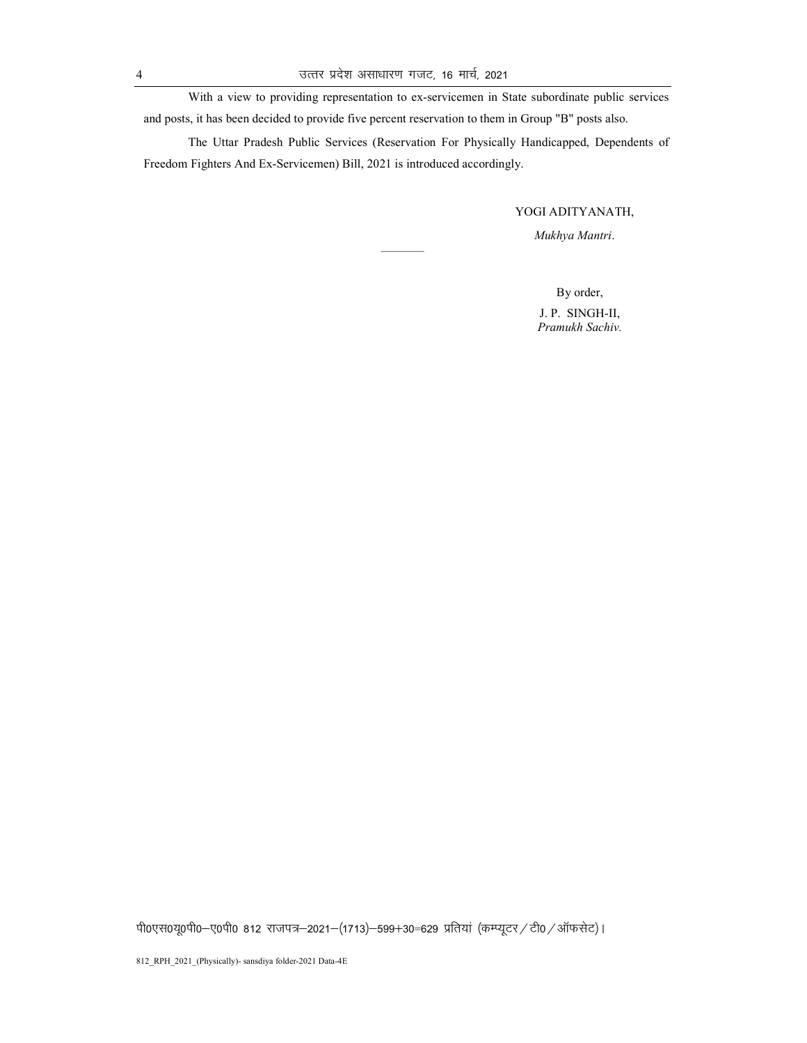With a view to providing representation to ex-servicemen in State subordinate public services and posts, it has been decided to provide five percent reservation to them in Group "B" posts also.

The Uttar Pradesh Public Services (Reservation For Physically Handicapped, Dependents of Freedom Fighters And Ex-Servicemen) Bill, 2021 is introduced accordingly.

YOGI ADITYANATH,

*Mukhya Mantri*.

---

By order,

J. P. SINGH-II,

*Pramukh Sachiv.*

पी0एस0यू0पी0–ए0पी0 812 राजपत्र–2021–(1713)–599+30=629 प्रतियां (कम्प्यूटर / टी0 / ऑफसेट)।

812_RPH_2021_(Physically)- sansdiya folder-2021 Data-4E